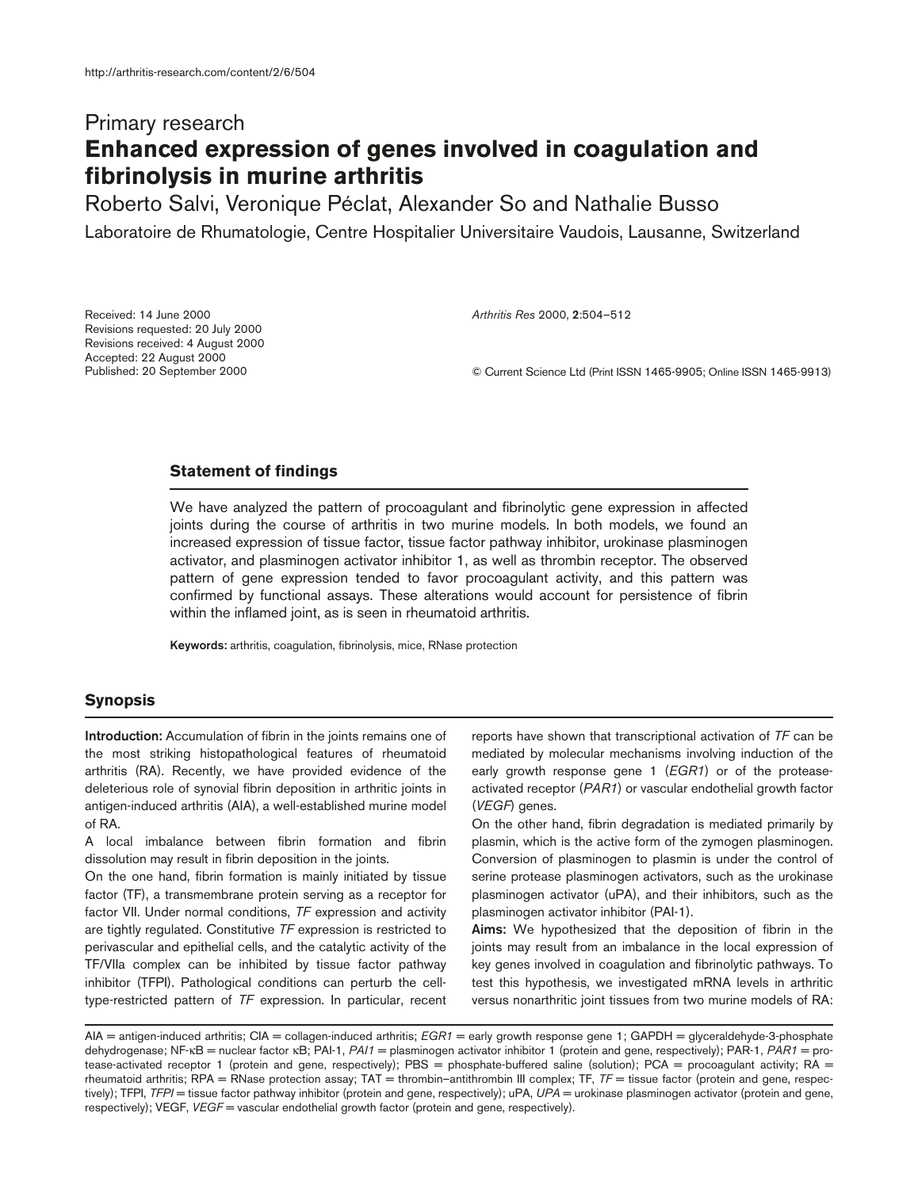http://arthritis-research.com/content/2/6/504

Primary research

# Enhanced expression of genes involved in coagulation and fibrinolysis in murine arthritis

Roberto Salvi, Veronique Péclat, Alexander So and Nathalie Busso

Laboratoire de Rhumatologie, Centre Hospitalier Universitaire Vaudois, Lausanne, Switzerland

Received: 14 June 2000
Revisions requested: 20 July 2000
Revisions received: 4 August 2000
Accepted: 22 August 2000
Published: 20 September 2000

*Arthritis Res* 2000, **2**:504–512

© Current Science Ltd (Print ISSN 1465-9905; Online ISSN 1465-9913)

## Statement of findings

We have analyzed the pattern of procoagulant and fibrinolytic gene expression in affected joints during the course of arthritis in two murine models. In both models, we found an increased expression of tissue factor, tissue factor pathway inhibitor, urokinase plasminogen activator, and plasminogen activator inhibitor 1, as well as thrombin receptor. The observed pattern of gene expression tended to favor procoagulant activity, and this pattern was confirmed by functional assays. These alterations would account for persistence of fibrin within the inflamed joint, as is seen in rheumatoid arthritis.

**Keywords:** arthritis, coagulation, fibrinolysis, mice, RNase protection

## Synopsis

**Introduction:** Accumulation of fibrin in the joints remains one of the most striking histopathological features of rheumatoid arthritis (RA). Recently, we have provided evidence of the deleterious role of synovial fibrin deposition in arthritic joints in antigen-induced arthritis (AIA), a well-established murine model of RA.

A local imbalance between fibrin formation and fibrin dissolution may result in fibrin deposition in the joints.

On the one hand, fibrin formation is mainly initiated by tissue factor (TF), a transmembrane protein serving as a receptor for factor VII. Under normal conditions, *TF* expression and activity are tightly regulated. Constitutive *TF* expression is restricted to perivascular and epithelial cells, and the catalytic activity of the TF/VIIa complex can be inhibited by tissue factor pathway inhibitor (TFPI). Pathological conditions can perturb the cell-type-restricted pattern of *TF* expression. In particular, recent reports have shown that transcriptional activation of *TF* can be mediated by molecular mechanisms involving induction of the early growth response gene 1 (*EGR1*) or of the protease-activated receptor (*PAR1*) or vascular endothelial growth factor (*VEGF*) genes.

On the other hand, fibrin degradation is mediated primarily by plasmin, which is the active form of the zymogen plasminogen. Conversion of plasminogen to plasmin is under the control of serine protease plasminogen activators, such as the urokinase plasminogen activator (uPA), and their inhibitors, such as the plasminogen activator inhibitor (PAI-1).

**Aims:** We hypothesized that the deposition of fibrin in the joints may result from an imbalance in the local expression of key genes involved in coagulation and fibrinolytic pathways. To test this hypothesis, we investigated mRNA levels in arthritic versus nonarthritic joint tissues from two murine models of RA:

AIA = antigen-induced arthritis; CIA = collagen-induced arthritis; *EGR1* = early growth response gene 1; GAPDH = glyceraldehyde-3-phosphate dehydrogenase; NF-κB = nuclear factor κB; PAI-1, *PAI1* = plasminogen activator inhibitor 1 (protein and gene, respectively); PAR-1, *PAR1* = protease-activated receptor 1 (protein and gene, respectively); PBS = phosphate-buffered saline (solution); PCA = procoagulant activity; RA = rheumatoid arthritis; RPA = RNase protection assay; TAT = thrombin–antithrombin III complex; TF, *TF* = tissue factor (protein and gene, respectively); TFPI, *TFPI* = tissue factor pathway inhibitor (protein and gene, respectively); uPA, *UPA* = urokinase plasminogen activator (protein and gene, respectively); VEGF, *VEGF* = vascular endothelial growth factor (protein and gene, respectively).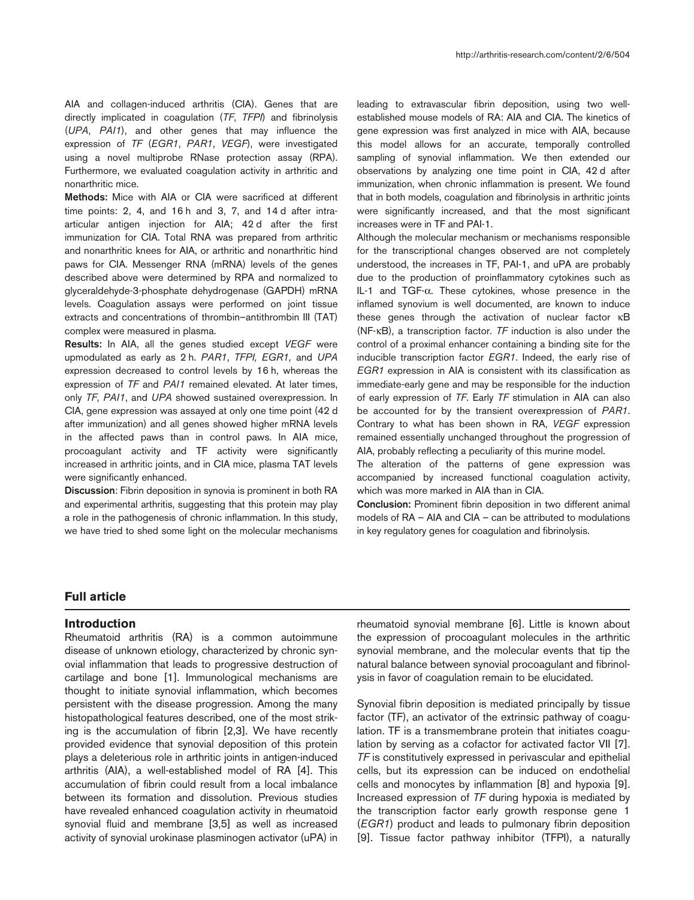AIA and collagen-induced arthritis (CIA). Genes that are directly implicated in coagulation (*TF*, *TFPI*) and fibrinolysis (*UPA*, *PAI1*), and other genes that may influence the expression of *TF* (*EGR1*, *PAR1*, *VEGF*), were investigated using a novel multiprobe RNase protection assay (RPA). Furthermore, we evaluated coagulation activity in arthritic and nonarthritic mice.

**Methods:** Mice with AIA or CIA were sacrificed at different time points: 2, 4, and 16 h and 3, 7, and 14 d after intra-articular antigen injection for AIA; 42 d after the first immunization for CIA. Total RNA was prepared from arthritic and nonarthritic knees for AIA, or arthritic and nonarthritic hind paws for CIA. Messenger RNA (mRNA) levels of the genes described above were determined by RPA and normalized to glyceraldehyde-3-phosphate dehydrogenase (GAPDH) mRNA levels. Coagulation assays were performed on joint tissue extracts and concentrations of thrombin–antithrombin III (TAT) complex were measured in plasma.

**Results:** In AIA, all the genes studied except *VEGF* were upmodulated as early as 2 h. *PAR1*, *TFPI*, *EGR1*, and *UPA* expression decreased to control levels by 16 h, whereas the expression of *TF* and *PAI1* remained elevated. At later times, only *TF*, *PAI1*, and *UPA* showed sustained overexpression. In CIA, gene expression was assayed at only one time point (42 d after immunization) and all genes showed higher mRNA levels in the affected paws than in control paws. In AIA mice, procoagulant activity and TF activity were significantly increased in arthritic joints, and in CIA mice, plasma TAT levels were significantly enhanced.

**Discussion**: Fibrin deposition in synovia is prominent in both RA and experimental arthritis, suggesting that this protein may play a role in the pathogenesis of chronic inflammation. In this study, we have tried to shed some light on the molecular mechanisms leading to extravascular fibrin deposition, using two well-established mouse models of RA: AIA and CIA. The kinetics of gene expression was first analyzed in mice with AIA, because this model allows for an accurate, temporally controlled sampling of synovial inflammation. We then extended our observations by analyzing one time point in CIA, 42 d after immunization, when chronic inflammation is present. We found that in both models, coagulation and fibrinolysis in arthritic joints were significantly increased, and that the most significant increases were in TF and PAI-1.

Although the molecular mechanism or mechanisms responsible for the transcriptional changes observed are not completely understood, the increases in TF, PAI-1, and uPA are probably due to the production of proinflammatory cytokines such as IL-1 and TGF-$\alpha$. These cytokines, whose presence in the inflamed synovium is well documented, are known to induce these genes through the activation of nuclear factor $\kappa$B (NF-$\kappa$B), a transcription factor. *TF* induction is also under the control of a proximal enhancer containing a binding site for the inducible transcription factor *EGR1*. Indeed, the early rise of *EGR1* expression in AIA is consistent with its classification as immediate-early gene and may be responsible for the induction of early expression of *TF*. Early *TF* stimulation in AIA can also be accounted for by the transient overexpression of *PAR1*. Contrary to what has been shown in RA, *VEGF* expression remained essentially unchanged throughout the progression of AIA, probably reflecting a peculiarity of this murine model.

The alteration of the patterns of gene expression was accompanied by increased functional coagulation activity, which was more marked in AIA than in CIA.

**Conclusion:** Prominent fibrin deposition in two different animal models of RA – AIA and CIA – can be attributed to modulations in key regulatory genes for coagulation and fibrinolysis.

## Full article

### Introduction

Rheumatoid arthritis (RA) is a common autoimmune disease of unknown etiology, characterized by chronic synovial inflammation that leads to progressive destruction of cartilage and bone [1]. Immunological mechanisms are thought to initiate synovial inflammation, which becomes persistent with the disease progression. Among the many histopathological features described, one of the most striking is the accumulation of fibrin [2,3]. We have recently provided evidence that synovial deposition of this protein plays a deleterious role in arthritic joints in antigen-induced arthritis (AIA), a well-established model of RA [4]. This accumulation of fibrin could result from a local imbalance between its formation and dissolution. Previous studies have revealed enhanced coagulation activity in rheumatoid synovial fluid and membrane [3,5] as well as increased activity of synovial urokinase plasminogen activator (uPA) in rheumatoid synovial membrane [6]. Little is known about the expression of procoagulant molecules in the arthritic synovial membrane, and the molecular events that tip the natural balance between synovial procoagulant and fibrinolysis in favor of coagulation remain to be elucidated.

Synovial fibrin deposition is mediated principally by tissue factor (TF), an activator of the extrinsic pathway of coagulation. TF is a transmembrane protein that initiates coagulation by serving as a cofactor for activated factor VII [7]. *TF* is constitutively expressed in perivascular and epithelial cells, but its expression can be induced on endothelial cells and monocytes by inflammation [8] and hypoxia [9]. Increased expression of *TF* during hypoxia is mediated by the transcription factor early growth response gene 1 (*EGR1*) product and leads to pulmonary fibrin deposition [9]. Tissue factor pathway inhibitor (TFPI), a naturally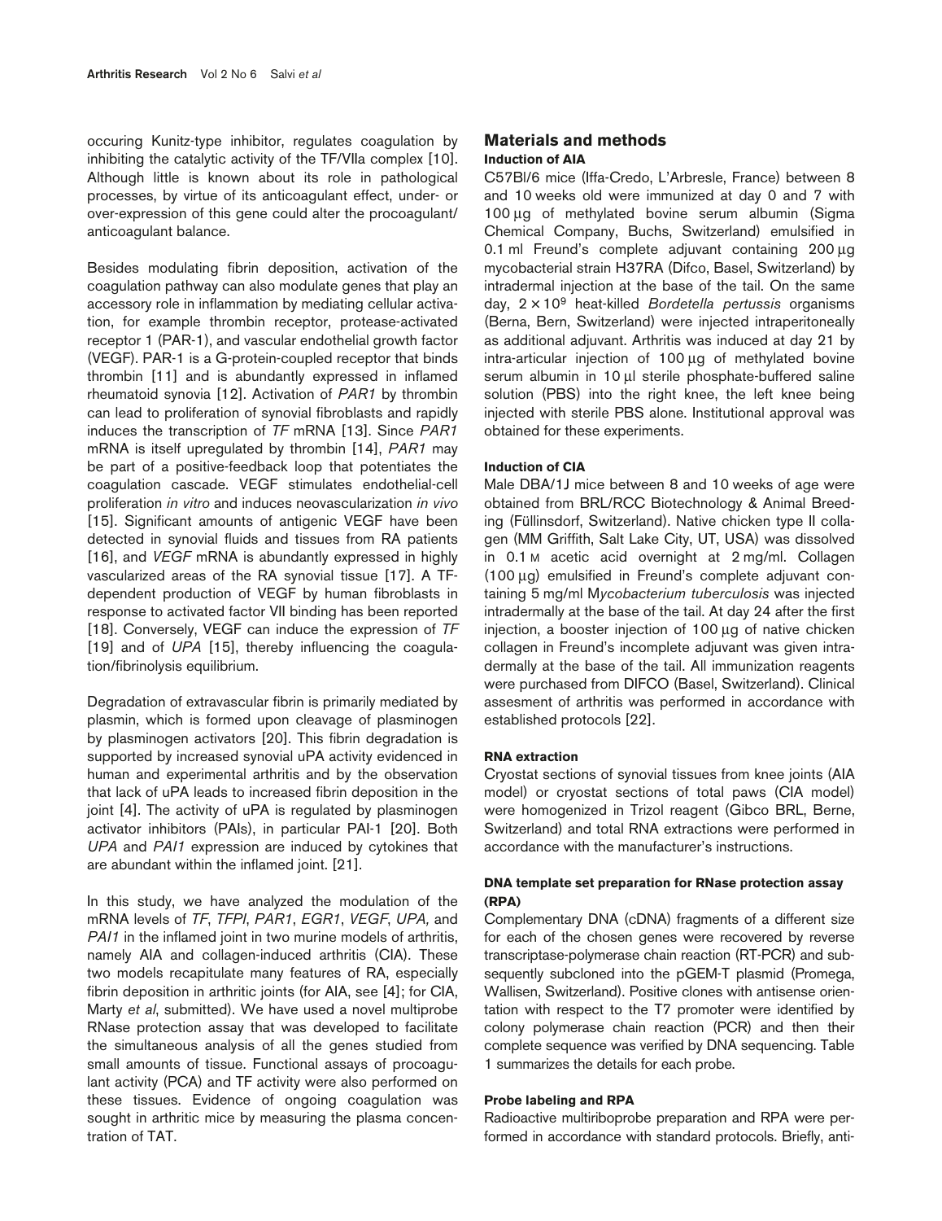occuring Kunitz-type inhibitor, regulates coagulation by inhibiting the catalytic activity of the TF/VIIa complex [10]. Although little is known about its role in pathological processes, by virtue of its anticoagulant effect, under- or over-expression of this gene could alter the procoagulant/anticoagulant balance.

Besides modulating fibrin deposition, activation of the coagulation pathway can also modulate genes that play an accessory role in inflammation by mediating cellular activation, for example thrombin receptor, protease-activated receptor 1 (PAR-1), and vascular endothelial growth factor (VEGF). PAR-1 is a G-protein-coupled receptor that binds thrombin [11] and is abundantly expressed in inflamed rheumatoid synovia [12]. Activation of *PAR1* by thrombin can lead to proliferation of synovial fibroblasts and rapidly induces the transcription of *TF* mRNA [13]. Since *PAR1* mRNA is itself upregulated by thrombin [14], *PAR1* may be part of a positive-feedback loop that potentiates the coagulation cascade. VEGF stimulates endothelial-cell proliferation *in vitro* and induces neovascularization *in vivo* [15]. Significant amounts of antigenic VEGF have been detected in synovial fluids and tissues from RA patients [16], and *VEGF* mRNA is abundantly expressed in highly vascularized areas of the RA synovial tissue [17]. A TF-dependent production of VEGF by human fibroblasts in response to activated factor VII binding has been reported [18]. Conversely, VEGF can induce the expression of *TF* [19] and of *UPA* [15], thereby influencing the coagulation/fibrinolysis equilibrium.

Degradation of extravascular fibrin is primarily mediated by plasmin, which is formed upon cleavage of plasminogen by plasminogen activators [20]. This fibrin degradation is supported by increased synovial uPA activity evidenced in human and experimental arthritis and by the observation that lack of uPA leads to increased fibrin deposition in the joint [4]. The activity of uPA is regulated by plasminogen activator inhibitors (PAIs), in particular PAI-1 [20]. Both *UPA* and *PAI1* expression are induced by cytokines that are abundant within the inflamed joint. [21].

In this study, we have analyzed the modulation of the mRNA levels of *TF*, *TFPI*, *PAR1*, *EGR1*, *VEGF*, *UPA,* and *PAI1* in the inflamed joint in two murine models of arthritis, namely AIA and collagen-induced arthritis (CIA). These two models recapitulate many features of RA, especially fibrin deposition in arthritic joints (for AIA, see [4]; for CIA, Marty *et al*, submitted). We have used a novel multiprobe RNase protection assay that was developed to facilitate the simultaneous analysis of all the genes studied from small amounts of tissue. Functional assays of procoagulant activity (PCA) and TF activity were also performed on these tissues. Evidence of ongoing coagulation was sought in arthritic mice by measuring the plasma concentration of TAT.

## Materials and methods

### Induction of AIA

C57Bl/6 mice (Iffa-Credo, L'Arbresle, France) between 8 and 10 weeks old were immunized at day 0 and 7 with 100 μg of methylated bovine serum albumin (Sigma Chemical Company, Buchs, Switzerland) emulsified in 0.1 ml Freund's complete adjuvant containing 200 μg mycobacterial strain H37RA (Difco, Basel, Switzerland) by intradermal injection at the base of the tail. On the same day, $2 \times 10^9$ heat-killed *Bordetella pertussis* organisms (Berna, Bern, Switzerland) were injected intraperitoneally as additional adjuvant. Arthritis was induced at day 21 by intra-articular injection of 100 μg of methylated bovine serum albumin in 10 μl sterile phosphate-buffered saline solution (PBS) into the right knee, the left knee being injected with sterile PBS alone. Institutional approval was obtained for these experiments.

### Induction of CIA

Male DBA/1J mice between 8 and 10 weeks of age were obtained from BRL/RCC Biotechnology & Animal Breeding (Füllinsdorf, Switzerland). Native chicken type II collagen (MM Griffith, Salt Lake City, UT, USA) was dissolved in 0.1 M acetic acid overnight at 2 mg/ml. Collagen (100 μg) emulsified in Freund's complete adjuvant containing 5 mg/ml M*ycobacterium tuberculosis* was injected intradermally at the base of the tail. At day 24 after the first injection, a booster injection of 100 μg of native chicken collagen in Freund's incomplete adjuvant was given intradermally at the base of the tail. All immunization reagents were purchased from DIFCO (Basel, Switzerland). Clinical assesment of arthritis was performed in accordance with established protocols [22].

### RNA extraction

Cryostat sections of synovial tissues from knee joints (AIA model) or cryostat sections of total paws (CIA model) were homogenized in Trizol reagent (Gibco BRL, Berne, Switzerland) and total RNA extractions were performed in accordance with the manufacturer's instructions.

### DNA template set preparation for RNase protection assay (RPA)

Complementary DNA (cDNA) fragments of a different size for each of the chosen genes were recovered by reverse transcriptase-polymerase chain reaction (RT-PCR) and subsequently subcloned into the pGEM-T plasmid (Promega, Wallisen, Switzerland). Positive clones with antisense orientation with respect to the T7 promoter were identified by colony polymerase chain reaction (PCR) and then their complete sequence was verified by DNA sequencing. Table 1 summarizes the details for each probe.

### Probe labeling and RPA

Radioactive multiriboprobe preparation and RPA were performed in accordance with standard protocols. Briefly, anti-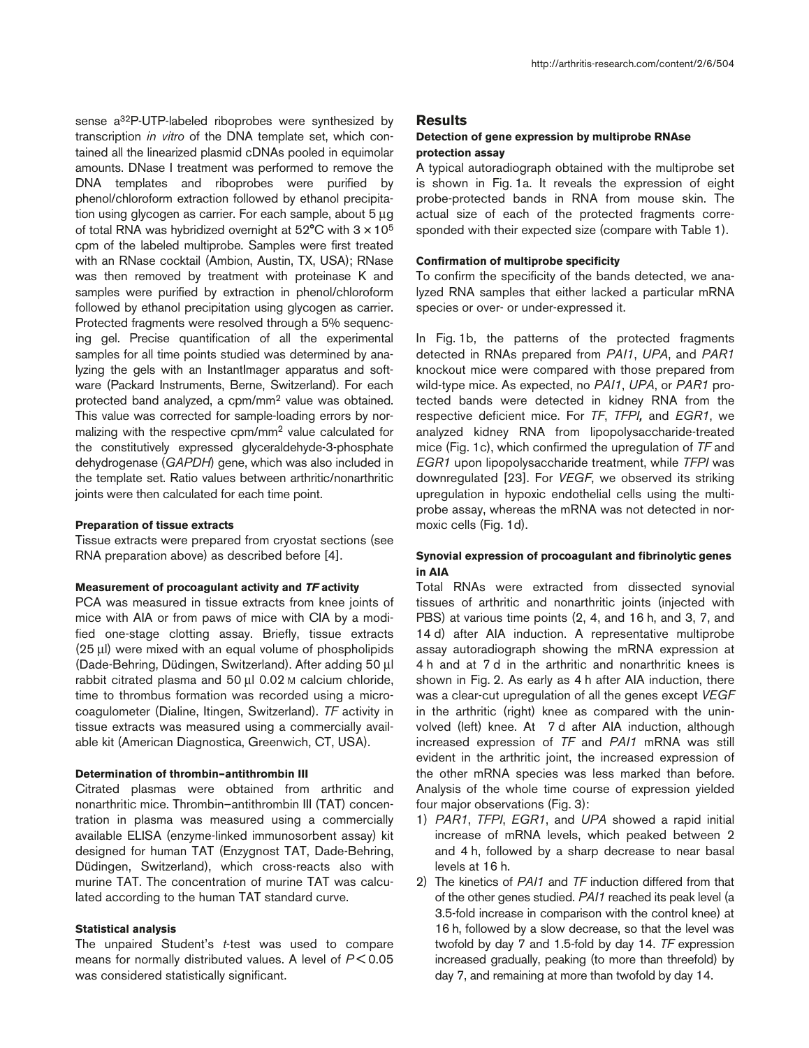sense a[32]P-UTP-labeled riboprobes were synthesized by transcription *in vitro* of the DNA template set, which contained all the linearized plasmid cDNAs pooled in equimolar amounts. DNase I treatment was performed to remove the DNA templates and riboprobes were purified by phenol/chloroform extraction followed by ethanol precipitation using glycogen as carrier. For each sample, about 5 µg of total RNA was hybridized overnight at 52°C with $3 \times 10^5$ cpm of the labeled multiprobe. Samples were first treated with an RNase cocktail (Ambion, Austin, TX, USA); RNase was then removed by treatment with proteinase K and samples were purified by extraction in phenol/chloroform followed by ethanol precipitation using glycogen as carrier. Protected fragments were resolved through a 5% sequencing gel. Precise quantification of all the experimental samples for all time points studied was determined by analyzing the gels with an InstantImager apparatus and software (Packard Instruments, Berne, Switzerland). For each protected band analyzed, a cpm/mm$^2$ value was obtained. This value was corrected for sample-loading errors by normalizing with the respective cpm/mm$^2$ value calculated for the constitutively expressed glyceraldehyde-3-phosphate dehydrogenase (*GAPDH*) gene, which was also included in the template set. Ratio values between arthritic/nonarthritic joints were then calculated for each time point.

#### Preparation of tissue extracts

Tissue extracts were prepared from cryostat sections (see RNA preparation above) as described before [4].

#### Measurement of procoagulant activity and *TF* activity

PCA was measured in tissue extracts from knee joints of mice with AIA or from paws of mice with CIA by a modified one-stage clotting assay. Briefly, tissue extracts (25 µl) were mixed with an equal volume of phospholipids (Dade-Behring, Düdingen, Switzerland). After adding 50 µl rabbit citrated plasma and 50 µl 0.02 M calcium chloride, time to thrombus formation was recorded using a microcoagulometer (Dialine, Itingen, Switzerland). *TF* activity in tissue extracts was measured using a commercially available kit (American Diagnostica, Greenwich, CT, USA).

#### Determination of thrombin–antithrombin III

Citrated plasmas were obtained from arthritic and nonarthritic mice. Thrombin–antithrombin III (TAT) concentration in plasma was measured using a commercially available ELISA (enzyme-linked immunosorbent assay) kit designed for human TAT (Enzygnost TAT, Dade-Behring, Düdingen, Switzerland), which cross-reacts also with murine TAT. The concentration of murine TAT was calculated according to the human TAT standard curve.

#### Statistical analysis

The unpaired Student's *t*-test was used to compare means for normally distributed values. A level of $P < 0.05$ was considered statistically significant.

## Results

#### Detection of gene expression by multiprobe RNAse protection assay

A typical autoradiograph obtained with the multiprobe set is shown in Fig. 1a. It reveals the expression of eight probe-protected bands in RNA from mouse skin. The actual size of each of the protected fragments corresponded with their expected size (compare with Table 1).

#### Confirmation of multiprobe specificity

To confirm the specificity of the bands detected, we analyzed RNA samples that either lacked a particular mRNA species or over- or under-expressed it.

In Fig. 1b, the patterns of the protected fragments detected in RNAs prepared from *PAI1*, *UPA*, and *PAR1* knockout mice were compared with those prepared from wild-type mice. As expected, no *PAI1*, *UPA*, or *PAR1* protected bands were detected in kidney RNA from the respective deficient mice. For *TF*, *TFPI*, and *EGR1*, we analyzed kidney RNA from lipopolysaccharide-treated mice (Fig. 1c), which confirmed the upregulation of *TF* and *EGR1* upon lipopolysaccharide treatment, while *TFPI* was downregulated [23]. For *VEGF*, we observed its striking upregulation in hypoxic endothelial cells using the multiprobe assay, whereas the mRNA was not detected in normoxic cells (Fig. 1d).

#### Synovial expression of procoagulant and fibrinolytic genes in AIA

Total RNAs were extracted from dissected synovial tissues of arthritic and nonarthritic joints (injected with PBS) at various time points (2, 4, and 16 h, and 3, 7, and 14 d) after AIA induction. A representative multiprobe assay autoradiograph showing the mRNA expression at 4 h and at 7 d in the arthritic and nonarthritic knees is shown in Fig. 2. As early as 4 h after AIA induction, there was a clear-cut upregulation of all the genes except *VEGF* in the arthritic (right) knee as compared with the uninvolved (left) knee. At 7 d after AIA induction, although increased expression of *TF* and *PAI1* mRNA was still evident in the arthritic joint, the increased expression of the other mRNA species was less marked than before. Analysis of the whole time course of expression yielded four major observations (Fig. 3):

1) *PAR1*, *TFPI*, *EGR1*, and *UPA* showed a rapid initial increase of mRNA levels, which peaked between 2 and 4 h, followed by a sharp decrease to near basal levels at 16 h.
2) The kinetics of *PAI1* and *TF* induction differed from that of the other genes studied. *PAI1* reached its peak level (a 3.5-fold increase in comparison with the control knee) at 16 h, followed by a slow decrease, so that the level was twofold by day 7 and 1.5-fold by day 14. *TF* expression increased gradually, peaking (to more than threefold) by day 7, and remaining at more than twofold by day 14.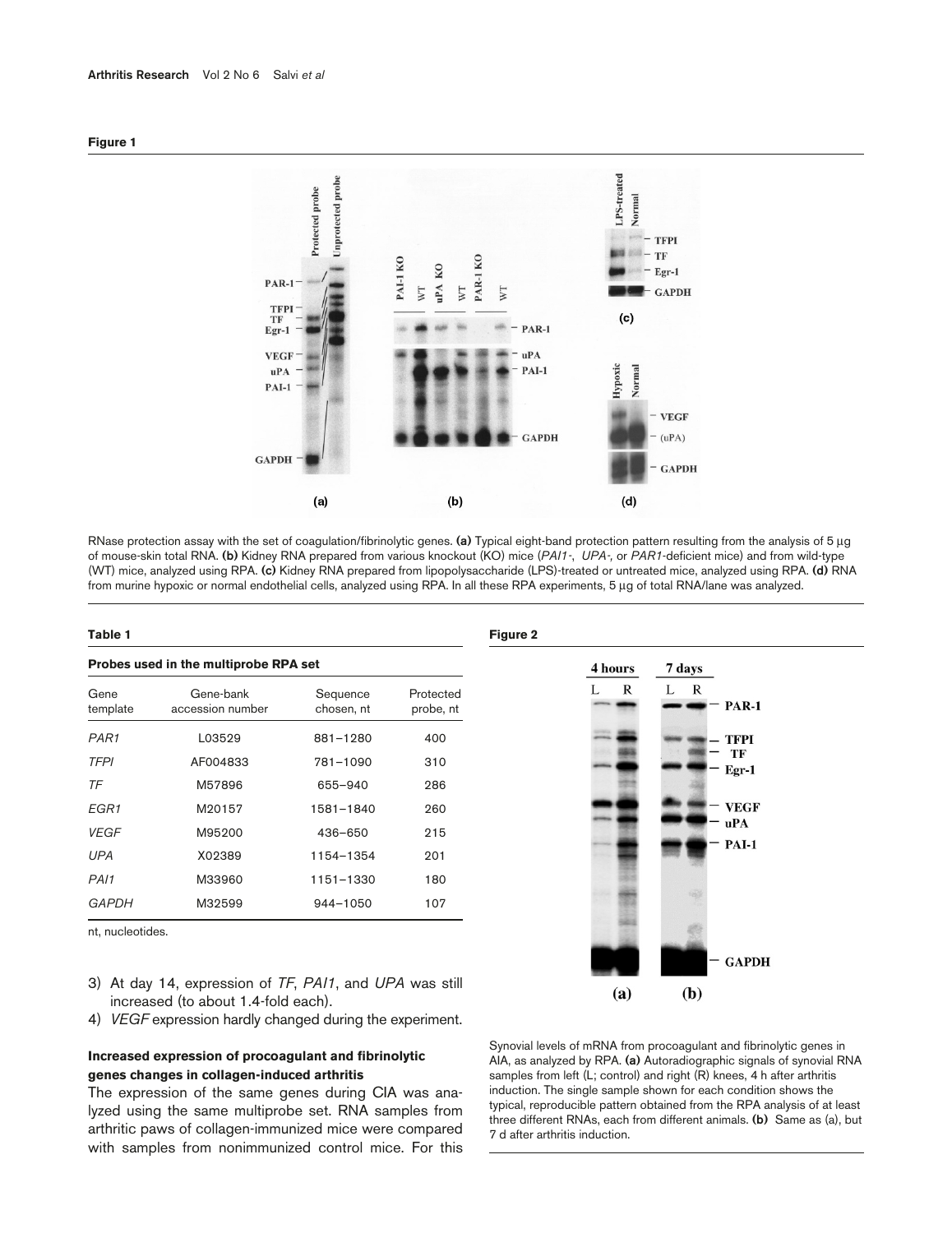**Figure 1**

RNase protection assay with the set of coagulation/fibrinolytic genes. **(a)** Typical eight-band protection pattern resulting from the analysis of 5 µg of mouse-skin total RNA. **(b)** Kidney RNA prepared from various knockout (KO) mice (*PAI1*-, *UPA*-, or *PAR1*-deficient mice) and from wild-type (WT) mice, analyzed using RPA. **(c)** Kidney RNA prepared from lipopolysaccharide (LPS)-treated or untreated mice, analyzed using RPA. **(d)** RNA from murine hypoxic or normal endothelial cells, analyzed using RPA. In all these RPA experiments, 5 µg of total RNA/lane was analyzed.

**Table 1**

**Probes used in the multiprobe RPA set**

| Gene template | Gene-bank accession number | Sequence chosen, nt | Protected probe, nt |
|---|---|---|---|
| *PAR1* | L03529 | 881–1280 | 400 |
| *TFPI* | AF004833 | 781–1090 | 310 |
| *TF* | M57896 | 655–940 | 286 |
| *EGR1* | M20157 | 1581–1840 | 260 |
| *VEGF* | M95200 | 436–650 | 215 |
| *UPA* | X02389 | 1154–1354 | 201 |
| *PAI1* | M33960 | 1151–1330 | 180 |
| *GAPDH* | M32599 | 944–1050 | 107 |

nt, nucleotides.

3) At day 14, expression of *TF*, *PAI1*, and *UPA* was still increased (to about 1.4-fold each).
4) *VEGF* expression hardly changed during the experiment.

### Increased expression of procoagulant and fibrinolytic genes changes in collagen-induced arthritis

The expression of the same genes during CIA was analyzed using the same multiprobe set. RNA samples from arthritic paws of collagen-immunized mice were compared with samples from nonimmunized control mice. For this

**Figure 2**

Synovial levels of mRNA from procoagulant and fibrinolytic genes in AIA, as analyzed by RPA. **(a)** Autoradiographic signals of synovial RNA samples from left (L; control) and right (R) knees, 4 h after arthritis induction. The single sample shown for each condition shows the typical, reproducible pattern obtained from the RPA analysis of at least three different RNAs, each from different animals. **(b)** Same as (a), but 7 d after arthritis induction.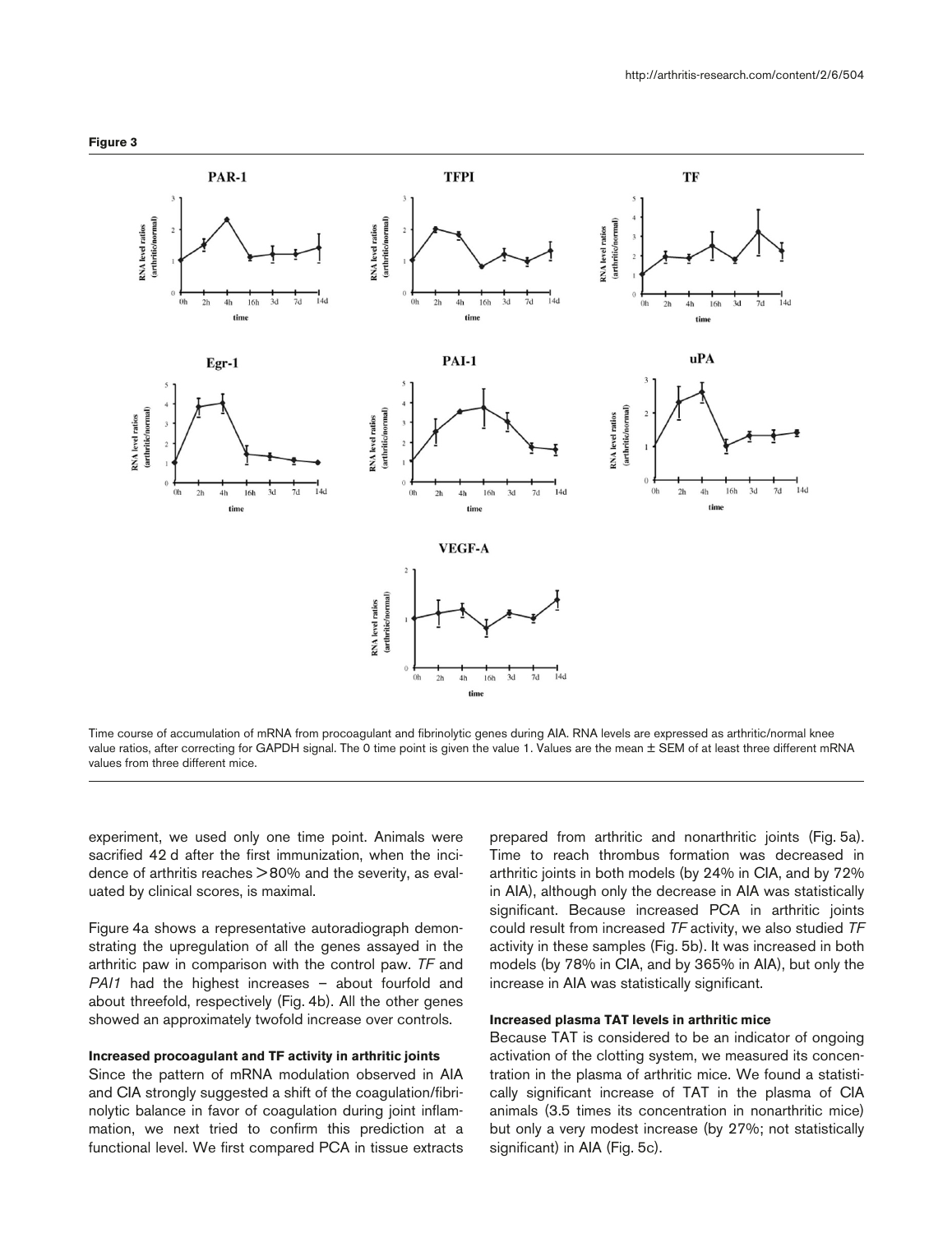**Figure 3**

Time course of accumulation of mRNA from procoagulant and fibrinolytic genes during AIA. RNA levels are expressed as arthritic/normal knee value ratios, after correcting for GAPDH signal. The 0 time point is given the value 1. Values are the mean ± SEM of at least three different mRNA values from three different mice.

experiment, we used only one time point. Animals were sacrified 42 d after the first immunization, when the incidence of arthritis reaches >80% and the severity, as evaluated by clinical scores, is maximal.

Figure 4a shows a representative autoradiograph demonstrating the upregulation of all the genes assayed in the arthritic paw in comparison with the control paw. *TF* and *PAI1* had the highest increases – about fourfold and about threefold, respectively (Fig. 4b). All the other genes showed an approximately twofold increase over controls.

### Increased procoagulant and TF activity in arthritic joints

Since the pattern of mRNA modulation observed in AIA and CIA strongly suggested a shift of the coagulation/fibrinolytic balance in favor of coagulation during joint inflammation, we next tried to confirm this prediction at a functional level. We first compared PCA in tissue extracts prepared from arthritic and nonarthritic joints (Fig. 5a). Time to reach thrombus formation was decreased in arthritic joints in both models (by 24% in CIA, and by 72% in AIA), although only the decrease in AIA was statistically significant. Because increased PCA in arthritic joints could result from increased *TF* activity, we also studied *TF* activity in these samples (Fig. 5b). It was increased in both models (by 78% in CIA, and by 365% in AIA), but only the increase in AIA was statistically significant.

### Increased plasma TAT levels in arthritic mice

Because TAT is considered to be an indicator of ongoing activation of the clotting system, we measured its concentration in the plasma of arthritic mice. We found a statistically significant increase of TAT in the plasma of CIA animals (3.5 times its concentration in nonarthritic mice) but only a very modest increase (by 27%; not statistically significant) in AIA (Fig. 5c).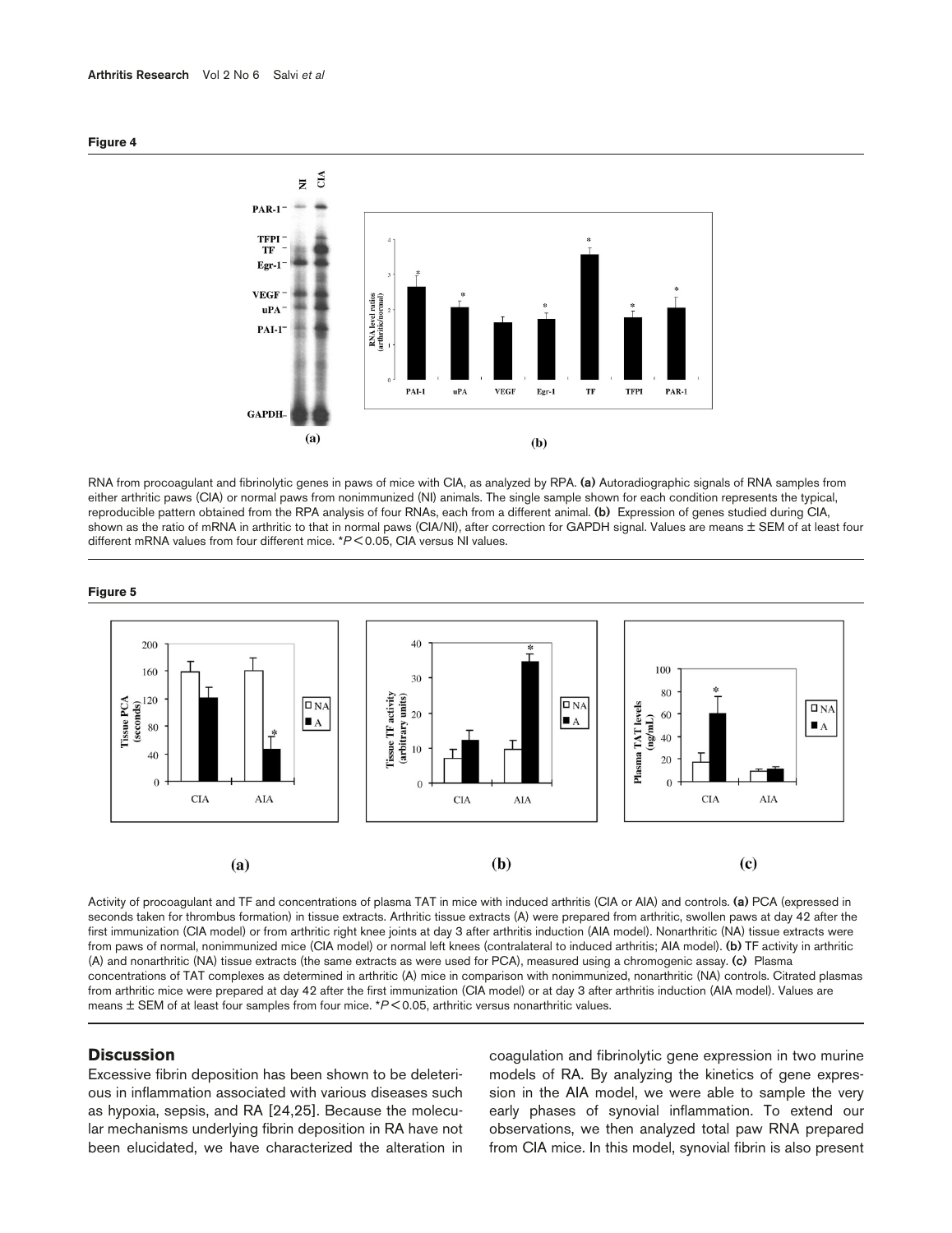**Figure 4**

RNA from procoagulant and fibrinolytic genes in paws of mice with CIA, as analyzed by RPA. **(a)** Autoradiographic signals of RNA samples from either arthritic paws (CIA) or normal paws from nonimmunized (NI) animals. The single sample shown for each condition represents the typical, reproducible pattern obtained from the RPA analysis of four RNAs, each from a different animal. **(b)** Expression of genes studied during CIA, shown as the ratio of mRNA in arthritic to that in normal paws (CIA/NI), after correction for GAPDH signal. Values are means ± SEM of at least four different mRNA values from four different mice. *$P < 0.05$, CIA versus NI values.

**Figure 5**

Activity of procoagulant and TF and concentrations of plasma TAT in mice with induced arthritis (CIA or AIA) and controls. **(a)** PCA (expressed in seconds taken for thrombus formation) in tissue extracts. Arthritic tissue extracts (A) were prepared from arthritic, swollen paws at day 42 after the first immunization (CIA model) or from arthritic right knee joints at day 3 after arthritis induction (AIA model). Nonarthritic (NA) tissue extracts were from paws of normal, nonimmunized mice (CIA model) or normal left knees (contralateral to induced arthritis; AIA model). **(b)** TF activity in arthritic (A) and nonarthritic (NA) tissue extracts (the same extracts as were used for PCA), measured using a chromogenic assay. **(c)** Plasma concentrations of TAT complexes as determined in arthritic (A) mice in comparison with nonimmunized, nonarthritic (NA) controls. Citrated plasmas from arthritic mice were prepared at day 42 after the first immunization (CIA model) or at day 3 after arthritis induction (AIA model). Values are means ± SEM of at least four samples from four mice. *$P < 0.05$, arthritic versus nonarthritic values.

## Discussion

Excessive fibrin deposition has been shown to be deleterious in inflammation associated with various diseases such as hypoxia, sepsis, and RA [24,25]. Because the molecular mechanisms underlying fibrin deposition in RA have not been elucidated, we have characterized the alteration in coagulation and fibrinolytic gene expression in two murine models of RA. By analyzing the kinetics of gene expression in the AIA model, we were able to sample the very early phases of synovial inflammation. To extend our observations, we then analyzed total paw RNA prepared from CIA mice. In this model, synovial fibrin is also present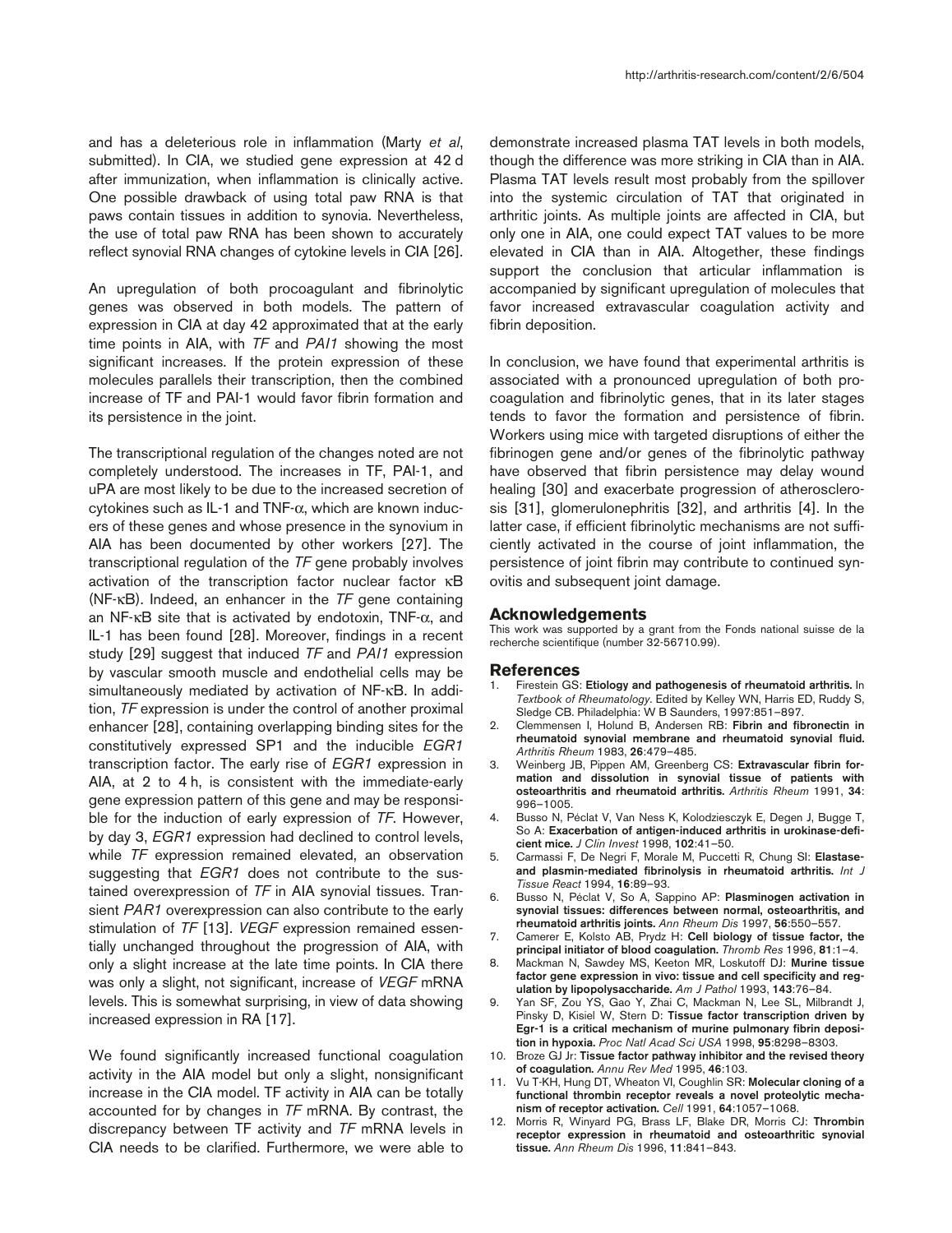and has a deleterious role in inflammation (Marty *et al*, submitted). In CIA, we studied gene expression at 42 d after immunization, when inflammation is clinically active. One possible drawback of using total paw RNA is that paws contain tissues in addition to synovia. Nevertheless, the use of total paw RNA has been shown to accurately reflect synovial RNA changes of cytokine levels in CIA [26].

An upregulation of both procoagulant and fibrinolytic genes was observed in both models. The pattern of expression in CIA at day 42 approximated that at the early time points in AIA, with *TF* and *PAI1* showing the most significant increases. If the protein expression of these molecules parallels their transcription, then the combined increase of TF and PAI-1 would favor fibrin formation and its persistence in the joint.

The transcriptional regulation of the changes noted are not completely understood. The increases in TF, PAI-1, and uPA are most likely to be due to the increased secretion of cytokines such as IL-1 and TNF-α, which are known inducers of these genes and whose presence in the synovium in AIA has been documented by other workers [27]. The transcriptional regulation of the *TF* gene probably involves activation of the transcription factor nuclear factor κB (NF-κB). Indeed, an enhancer in the *TF* gene containing an NF-κB site that is activated by endotoxin, TNF-α, and IL-1 has been found [28]. Moreover, findings in a recent study [29] suggest that induced *TF* and *PAI1* expression by vascular smooth muscle and endothelial cells may be simultaneously mediated by activation of NF-κB. In addition, *TF* expression is under the control of another proximal enhancer [28], containing overlapping binding sites for the constitutively expressed SP1 and the inducible *EGR1* transcription factor. The early rise of *EGR1* expression in AIA, at 2 to 4 h, is consistent with the immediate-early gene expression pattern of this gene and may be responsible for the induction of early expression of *TF*. However, by day 3, *EGR1* expression had declined to control levels, while *TF* expression remained elevated, an observation suggesting that *EGR1* does not contribute to the sustained overexpression of *TF* in AIA synovial tissues. Transient *PAR1* overexpression can also contribute to the early stimulation of *TF* [13]. *VEGF* expression remained essentially unchanged throughout the progression of AIA, with only a slight increase at the late time points. In CIA there was only a slight, not significant, increase of *VEGF* mRNA levels. This is somewhat surprising, in view of data showing increased expression in RA [17].

We found significantly increased functional coagulation activity in the AIA model but only a slight, nonsignificant increase in the CIA model. TF activity in AIA can be totally accounted for by changes in *TF* mRNA. By contrast, the discrepancy between TF activity and *TF* mRNA levels in CIA needs to be clarified. Furthermore, we were able to demonstrate increased plasma TAT levels in both models, though the difference was more striking in CIA than in AIA. Plasma TAT levels result most probably from the spillover into the systemic circulation of TAT that originated in arthritic joints. As multiple joints are affected in CIA, but only one in AIA, one could expect TAT values to be more elevated in CIA than in AIA. Altogether, these findings support the conclusion that articular inflammation is accompanied by significant upregulation of molecules that favor increased extravascular coagulation activity and fibrin deposition.

In conclusion, we have found that experimental arthritis is associated with a pronounced upregulation of both procoagulation and fibrinolytic genes, that in its later stages tends to favor the formation and persistence of fibrin. Workers using mice with targeted disruptions of either the fibrinogen gene and/or genes of the fibrinolytic pathway have observed that fibrin persistence may delay wound healing [30] and exacerbate progression of atherosclerosis [31], glomerulonephritis [32], and arthritis [4]. In the latter case, if efficient fibrinolytic mechanisms are not sufficiently activated in the course of joint inflammation, the persistence of joint fibrin may contribute to continued synovitis and subsequent joint damage.

## Acknowledgements

This work was supported by a grant from the Fonds national suisse de la recherche scientifique (number 32-56710.99).

## References

1. Firestein GS: **Etiology and pathogenesis of rheumatoid arthritis.** In *Textbook of Rheumatology*. Edited by Kelley WN, Harris ED, Ruddy S, Sledge CB. Philadelphia: W B Saunders, 1997:851–897.
2. Clemmensen I, Holund B, Andersen RB: **Fibrin and fibronectin in rheumatoid synovial membrane and rheumatoid synovial fluid.** *Arthritis Rheum* 1983, **26**:479–485.
3. Weinberg JB, Pippen AM, Greenberg CS: **Extravascular fibrin formation and dissolution in synovial tissue of patients with osteoarthritis and rheumatoid arthritis.** *Arthritis Rheum* 1991, **34**: 996–1005.
4. Busso N, Péclat V, Van Ness K, Kolodziesczyk E, Degen J, Bugge T, So A: **Exacerbation of antigen-induced arthritis in urokinase-deficient mice.** *J Clin Invest* 1998, **102**:41–50.
5. Carmassi F, De Negri F, Morale M, Puccetti R, Chung SI: **Elastase- and plasmin-mediated fibrinolysis in rheumatoid arthritis.** *Int J Tissue React* 1994, **16**:89–93.
6. Busso N, Péclat V, So A, Sappino AP: **Plasminogen activation in synovial tissues: differences between normal, osteoarthritis, and rheumatoid arthritis joints.** *Ann Rheum Dis* 1997, **56**:550–557.
7. Camerer E, Kolsto AB, Prydz H: **Cell biology of tissue factor, the principal initiator of blood coagulation.** *Thromb Res* 1996, **81**:1–4.
8. Mackman N, Sawdey MS, Keeton MR, Loskutoff DJ: **Murine tissue factor gene expression in vivo: tissue and cell specificity and regulation by lipopolysaccharide.** *Am J Pathol* 1993, **143**:76–84.
9. Yan SF, Zou YS, Gao Y, Zhai C, Mackman N, Lee SL, Milbrandt J, Pinsky D, Kisiel W, Stern D: **Tissue factor transcription driven by Egr-1 is a critical mechanism of murine pulmonary fibrin deposition in hypoxia.** *Proc Natl Acad Sci USA* 1998, **95**:8298–8303.
10. Broze GJ Jr: **Tissue factor pathway inhibitor and the revised theory of coagulation.** *Annu Rev Med* 1995, **46**:103.
11. Vu T-KH, Hung DT, Wheaton VI, Coughlin SR: **Molecular cloning of a functional thrombin receptor reveals a novel proteolytic mechanism of receptor activation.** *Cell* 1991, **64**:1057–1068.
12. Morris R, Winyard PG, Brass LF, Blake DR, Morris CJ: **Thrombin receptor expression in rheumatoid and osteoarthritic synovial tissue.** *Ann Rheum Dis* 1996, **11**:841–843.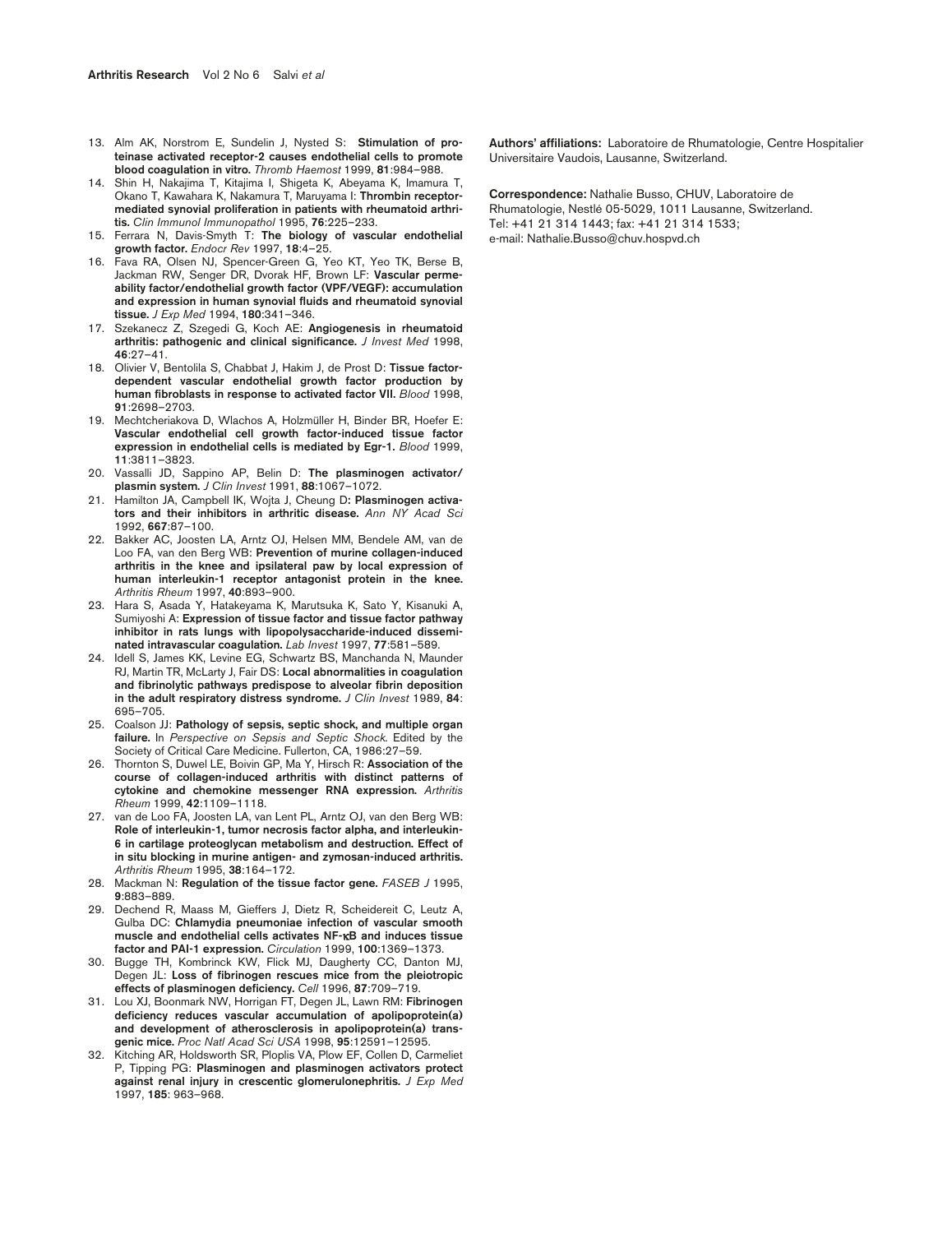13. Alm AK, Norstrom E, Sundelin J, Nysted S: **Stimulation of proteinase activated receptor-2 causes endothelial cells to promote blood coagulation in vitro.** *Thromb Haemost* 1999, **81**:984–988.
14. Shin H, Nakajima T, Kitajima I, Shigeta K, Abeyama K, Imamura T, Okano T, Kawahara K, Nakamura T, Maruyama I: **Thrombin receptor-mediated synovial proliferation in patients with rheumatoid arthritis.** *Clin Immunol Immunopathol* 1995, **76**:225–233.
15. Ferrara N, Davis-Smyth T: **The biology of vascular endothelial growth factor.** *Endocr Rev* 1997, **18**:4–25.
16. Fava RA, Olsen NJ, Spencer-Green G, Yeo KT, Yeo TK, Berse B, Jackman RW, Senger DR, Dvorak HF, Brown LF: **Vascular permeability factor/endothelial growth factor (VPF/VEGF): accumulation and expression in human synovial fluids and rheumatoid synovial tissue.** *J Exp Med* 1994, **180**:341–346.
17. Szekanecz Z, Szegedi G, Koch AE: **Angiogenesis in rheumatoid arthritis: pathogenic and clinical significance.** *J Invest Med* 1998, **46**:27–41.
18. Olivier V, Bentolila S, Chabbat J, Hakim J, de Prost D: **Tissue factor-dependent vascular endothelial growth factor production by human fibroblasts in response to activated factor VII.** *Blood* 1998, **91**:2698–2703.
19. Mechtcheriakova D, Wlachos A, Holzmüller H, Binder BR, Hoefer E: **Vascular endothelial cell growth factor-induced tissue factor expression in endothelial cells is mediated by Egr-1.** *Blood* 1999, **11**:3811–3823.
20. Vassalli JD, Sappino AP, Belin D: **The plasminogen activator/plasmin system.** *J Clin Invest* 1991, **88**:1067–1072.
21. Hamilton JA, Campbell IK, Wojta J, Cheung D: **Plasminogen activators and their inhibitors in arthritic disease.** *Ann NY Acad Sci* 1992, **667**:87–100.
22. Bakker AC, Joosten LA, Arntz OJ, Helsen MM, Bendele AM, van de Loo FA, van den Berg WB: **Prevention of murine collagen-induced arthritis in the knee and ipsilateral paw by local expression of human interleukin-1 receptor antagonist protein in the knee.** *Arthritis Rheum* 1997, **40**:893–900.
23. Hara S, Asada Y, Hatakeyama K, Marutsuka K, Sato Y, Kisanuki A, Sumiyoshi A: **Expression of tissue factor and tissue factor pathway inhibitor in rats lungs with lipopolysaccharide-induced disseminated intravascular coagulation.** *Lab Invest* 1997, **77**:581–589.
24. Idell S, James KK, Levine EG, Schwartz BS, Manchanda N, Maunder RJ, Martin TR, McLarty J, Fair DS: **Local abnormalities in coagulation and fibrinolytic pathways predispose to alveolar fibrin deposition in the adult respiratory distress syndrome.** *J Clin Invest* 1989, **84**: 695–705.
25. Coalson JJ: **Pathology of sepsis, septic shock, and multiple organ failure.** In *Perspective on Sepsis and Septic Shock.* Edited by the Society of Critical Care Medicine. Fullerton, CA, 1986:27–59.
26. Thornton S, Duwel LE, Boivin GP, Ma Y, Hirsch R: **Association of the course of collagen-induced arthritis with distinct patterns of cytokine and chemokine messenger RNA expression.** *Arthritis Rheum* 1999, **42**:1109–1118.
27. van de Loo FA, Joosten LA, van Lent PL, Arntz OJ, van den Berg WB: **Role of interleukin-1, tumor necrosis factor alpha, and interleukin-6 in cartilage proteoglycan metabolism and destruction. Effect of in situ blocking in murine antigen- and zymosan-induced arthritis.** *Arthritis Rheum* 1995, **38**:164–172.
28. Mackman N: **Regulation of the tissue factor gene.** *FASEB J* 1995, **9**:883–889.
29. Dechend R, Maass M, Gieffers J, Dietz R, Scheidereit C, Leutz A, Gulba DC: **Chlamydia pneumoniae infection of vascular smooth muscle and endothelial cells activates NF-κB and induces tissue factor and PAI-1 expression.** *Circulation* 1999, **100**:1369–1373.
30. Bugge TH, Kombrinck KW, Flick MJ, Daugherty CC, Danton MJ, Degen JL: **Loss of fibrinogen rescues mice from the pleiotropic effects of plasminogen deficiency.** *Cell* 1996, **87**:709–719.
31. Lou XJ, Boonmark NW, Horrigan FT, Degen JL, Lawn RM: **Fibrinogen deficiency reduces vascular accumulation of apolipoprotein(a) and development of atherosclerosis in apolipoprotein(a) transgenic mice.** *Proc Natl Acad Sci USA* 1998, **95**:12591–12595.
32. Kitching AR, Holdsworth SR, Ploplis VA, Plow EF, Collen D, Carmeliet P, Tipping PG: **Plasminogen and plasminogen activators protect against renal injury in crescentic glomerulonephritis.** *J Exp Med* 1997, **185**: 963–968.

**Authors' affiliations:** Laboratoire de Rhumatologie, Centre Hospitalier Universitaire Vaudois, Lausanne, Switzerland.

**Correspondence:** Nathalie Busso, CHUV, Laboratoire de Rhumatologie, Nestlé 05-5029, 1011 Lausanne, Switzerland. Tel: +41 21 314 1443; fax: +41 21 314 1533; e-mail: Nathalie.Busso@chuv.hospvd.ch